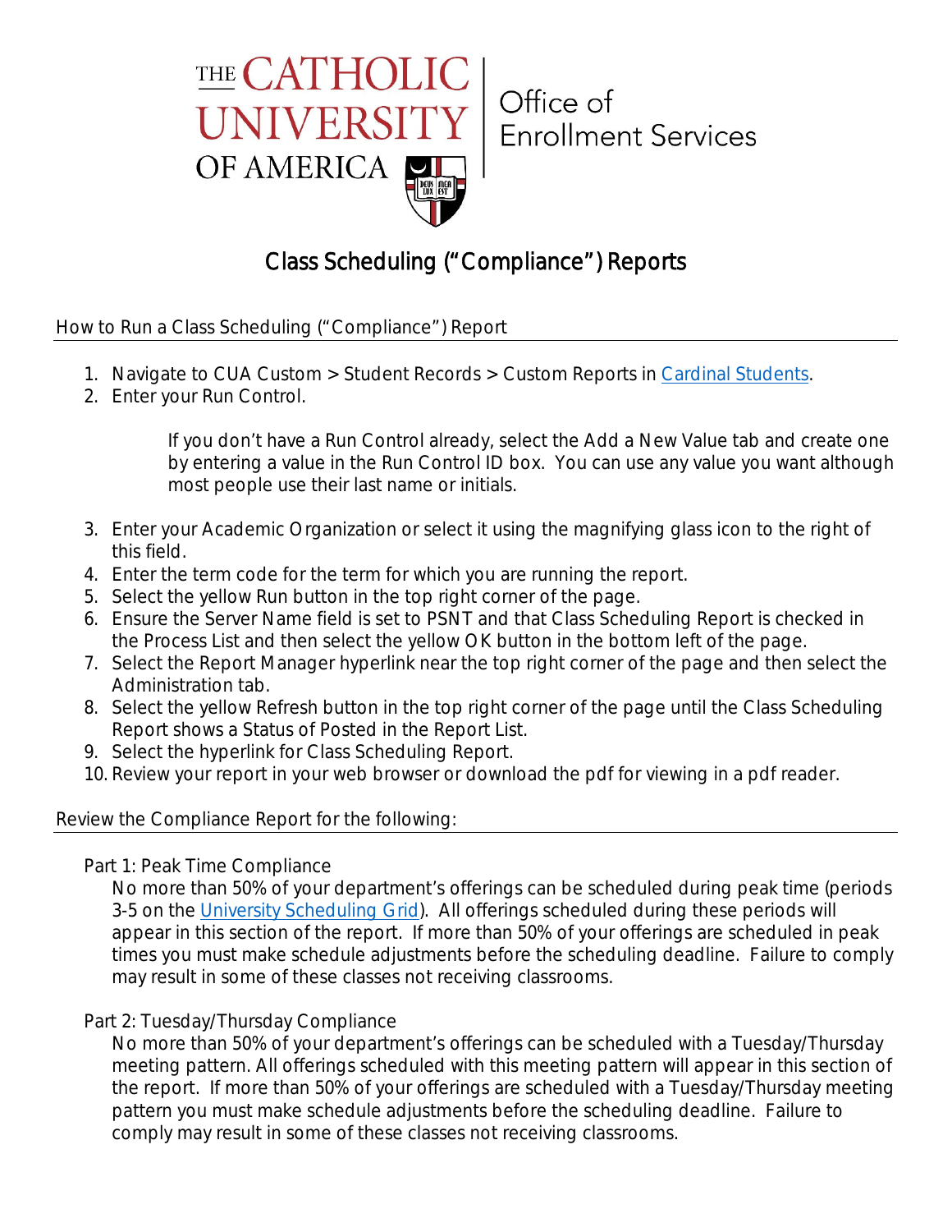THE CATHOLIC UNIVERSITY OF AMERICA | Office of Enrollment Services

# Class Scheduling ("Compliance") Reports

## How to Run a Class Scheduling ("Compliance") Report

1. Navigate to CUA Custom > Student Records > Custom Reports in [Cardinal Students](#).
2. Enter your Run Control.

   If you don't have a Run Control already, select the Add a New Value tab and create one by entering a value in the Run Control ID box. You can use any value you want although most people use their last name or initials.

3. Enter your Academic Organization or select it using the magnifying glass icon to the right of this field.
4. Enter the term code for the term for which you are running the report.
5. Select the yellow Run button in the top right corner of the page.
6. Ensure the Server Name field is set to PSNT and that Class Scheduling Report is checked in the Process List and then select the yellow OK button in the bottom left of the page.
7. Select the Report Manager hyperlink near the top right corner of the page and then select the Administration tab.
8. Select the yellow Refresh button in the top right corner of the page until the Class Scheduling Report shows a Status of Posted in the Report List.
9. Select the hyperlink for Class Scheduling Report.
10. Review your report in your web browser or download the pdf for viewing in a pdf reader.

## Review the Compliance Report for the following:

### Part 1: Peak Time Compliance

No more than 50% of your department's offerings can be scheduled during peak time (periods 3-5 on the [University Scheduling Grid](#)). All offerings scheduled during these periods will appear in this section of the report. If more than 50% of your offerings are scheduled in peak times you must make schedule adjustments before the scheduling deadline. Failure to comply may result in some of these classes not receiving classrooms.

### Part 2: Tuesday/Thursday Compliance

No more than 50% of your department's offerings can be scheduled with a Tuesday/Thursday meeting pattern. All offerings scheduled with this meeting pattern will appear in this section of the report. If more than 50% of your offerings are scheduled with a Tuesday/Thursday meeting pattern you must make schedule adjustments before the scheduling deadline. Failure to comply may result in some of these classes not receiving classrooms.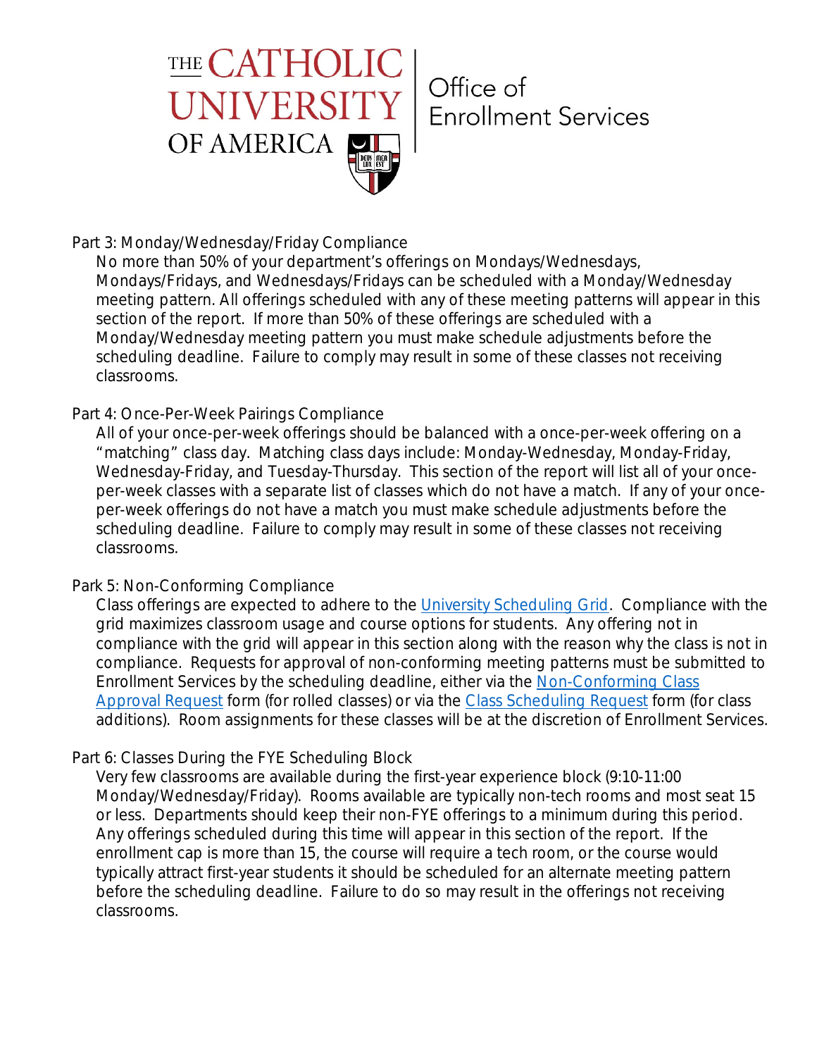# THE CATHOLIC UNIVERSITY OF AMERICA | Office of Enrollment Services

### Part 3: Monday/Wednesday/Friday Compliance

No more than 50% of your department's offerings on Mondays/Wednesdays, Mondays/Fridays, and Wednesdays/Fridays can be scheduled with a Monday/Wednesday meeting pattern. All offerings scheduled with any of these meeting patterns will appear in this section of the report. If more than 50% of these offerings are scheduled with a Monday/Wednesday meeting pattern you must make schedule adjustments before the scheduling deadline. Failure to comply may result in some of these classes not receiving classrooms.

### Part 4: Once-Per-Week Pairings Compliance

All of your once-per-week offerings should be balanced with a once-per-week offering on a "matching" class day. Matching class days include: Monday-Wednesday, Monday-Friday, Wednesday-Friday, and Tuesday-Thursday. This section of the report will list all of your once-per-week classes with a separate list of classes which do not have a match. If any of your once-per-week offerings do not have a match you must make schedule adjustments before the scheduling deadline. Failure to comply may result in some of these classes not receiving classrooms.

### Park 5: Non-Conforming Compliance

Class offerings are expected to adhere to the [University Scheduling Grid]. Compliance with the grid maximizes classroom usage and course options for students. Any offering not in compliance with the grid will appear in this section along with the reason why the class is not in compliance. Requests for approval of non-conforming meeting patterns must be submitted to Enrollment Services by the scheduling deadline, either via the [Non-Conforming Class Approval Request] form (for rolled classes) or via the [Class Scheduling Request] form (for class additions). Room assignments for these classes will be at the discretion of Enrollment Services.

### Part 6: Classes During the FYE Scheduling Block

Very few classrooms are available during the first-year experience block (9:10-11:00 Monday/Wednesday/Friday). Rooms available are typically non-tech rooms and most seat 15 or less. Departments should keep their non-FYE offerings to a minimum during this period. Any offerings scheduled during this time will appear in this section of the report. If the enrollment cap is more than 15, the course will require a tech room, or the course would typically attract first-year students it should be scheduled for an alternate meeting pattern before the scheduling deadline. Failure to do so may result in the offerings not receiving classrooms.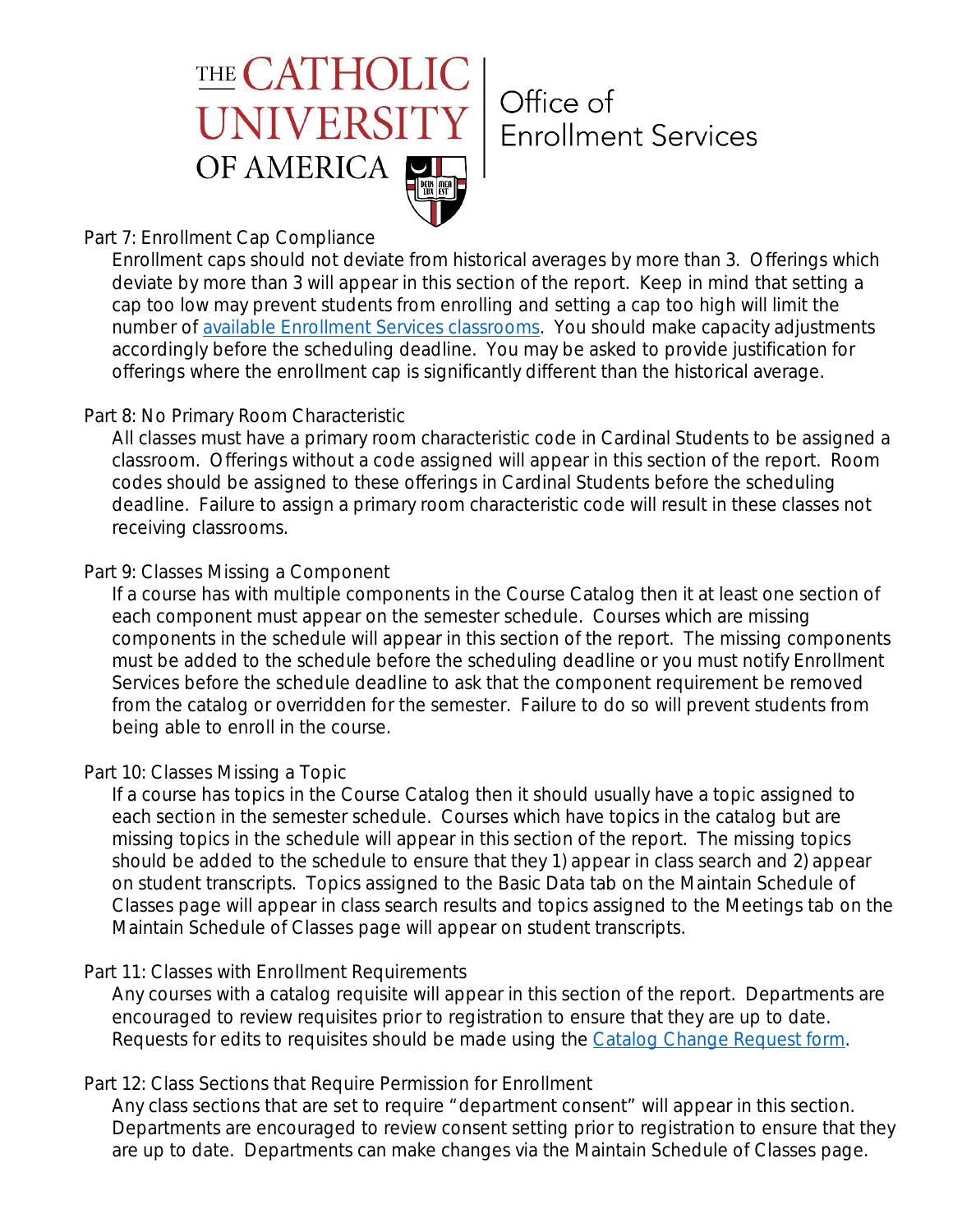## Part 7: Enrollment Cap Compliance

Enrollment caps should not deviate from historical averages by more than 3. Offerings which deviate by more than 3 will appear in this section of the report. Keep in mind that setting a cap too low may prevent students from enrolling and setting a cap too high will limit the number of available Enrollment Services classrooms. You should make capacity adjustments accordingly before the scheduling deadline. You may be asked to provide justification for offerings where the enrollment cap is significantly different than the historical average.

## Part 8: No Primary Room Characteristic

All classes must have a primary room characteristic code in Cardinal Students to be assigned a classroom. Offerings without a code assigned will appear in this section of the report. Room codes should be assigned to these offerings in Cardinal Students before the scheduling deadline. Failure to assign a primary room characteristic code will result in these classes not receiving classrooms.

## Part 9: Classes Missing a Component

If a course has with multiple components in the Course Catalog then it at least one section of each component must appear on the semester schedule. Courses which are missing components in the schedule will appear in this section of the report. The missing components must be added to the schedule before the scheduling deadline or you must notify Enrollment Services before the schedule deadline to ask that the component requirement be removed from the catalog or overridden for the semester. Failure to do so will prevent students from being able to enroll in the course.

## Part 10: Classes Missing a Topic

If a course has topics in the Course Catalog then it should usually have a topic assigned to each section in the semester schedule. Courses which have topics in the catalog but are missing topics in the schedule will appear in this section of the report. The missing topics should be added to the schedule to ensure that they 1) appear in class search and 2) appear on student transcripts. Topics assigned to the Basic Data tab on the Maintain Schedule of Classes page will appear in class search results and topics assigned to the Meetings tab on the Maintain Schedule of Classes page will appear on student transcripts.

## Part 11: Classes with Enrollment Requirements

Any courses with a catalog requisite will appear in this section of the report. Departments are encouraged to review requisites prior to registration to ensure that they are up to date. Requests for edits to requisites should be made using the Catalog Change Request form.

## Part 12: Class Sections that Require Permission for Enrollment

Any class sections that are set to require "department consent" will appear in this section. Departments are encouraged to review consent setting prior to registration to ensure that they are up to date. Departments can make changes via the Maintain Schedule of Classes page.